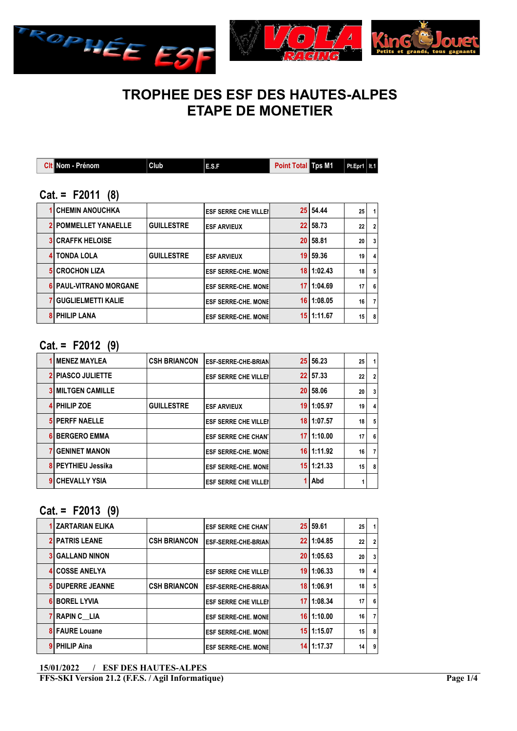# TROPHEE DES ESF DES HAUTES-ALPES
# ETAPE DE MONETIER

| Clt | Nom - Prénom | Club | E.S.F | Point Total | Tps M1 | Pt.Epr1 | It.1 |
|---|---|---|---|---|---|---|---|

## Cat. = F2011 (8)

| Clt | Nom - Prénom | Club | E.S.F | Point Total | Tps M1 | Pt.Epr1 | It.1 |
|---|---|---|---|---|---|---|---|
| 1 | CHEMIN ANOUCHKA | | ESF SERRE CHE VILLEI | 25 | 54.44 | 25 | 1 |
| 2 | POMMELLET YANAELLE | GUILLESTRE | ESF ARVIEUX | 22 | 58.73 | 22 | 2 |
| 3 | CRAFFK HELOISE | | | 20 | 58.81 | 20 | 3 |
| 4 | TONDA LOLA | GUILLESTRE | ESF ARVIEUX | 19 | 59.36 | 19 | 4 |
| 5 | CROCHON LIZA | | ESF SERRE-CHE. MONE | 18 | 1:02.43 | 18 | 5 |
| 6 | PAUL-VITRANO MORGANE | | ESF SERRE-CHE. MONE | 17 | 1:04.69 | 17 | 6 |
| 7 | GUGLIELMETTI KALIE | | ESF SERRE-CHE. MONE | 16 | 1:08.05 | 16 | 7 |
| 8 | PHILIP LANA | | ESF SERRE-CHE. MONE | 15 | 1:11.67 | 15 | 8 |

## Cat. = F2012 (9)

| Clt | Nom - Prénom | Club | E.S.F | Point Total | Tps M1 | Pt.Epr1 | It.1 |
|---|---|---|---|---|---|---|---|
| 1 | MENEZ MAYLEA | CSH BRIANCON | ESF-SERRE-CHE-BRIAN | 25 | 56.23 | 25 | 1 |
| 2 | PIASCO JULIETTE | | ESF SERRE CHE VILLEI | 22 | 57.33 | 22 | 2 |
| 3 | MILTGEN CAMILLE | | | 20 | 58.06 | 20 | 3 |
| 4 | PHILIP ZOE | GUILLESTRE | ESF ARVIEUX | 19 | 1:05.97 | 19 | 4 |
| 5 | PERFF NAELLE | | ESF SERRE CHE VILLEI | 18 | 1:07.57 | 18 | 5 |
| 6 | BERGERO EMMA | | ESF SERRE CHE CHAN | 17 | 1:10.00 | 17 | 6 |
| 7 | GENINET MANON | | ESF SERRE-CHE. MONE | 16 | 1:11.92 | 16 | 7 |
| 8 | PEYTHIEU Jessika | | ESF SERRE-CHE. MONE | 15 | 1:21.33 | 15 | 8 |
| 9 | CHEVALLY YSIA | | ESF SERRE CHE VILLEI | 1 | Abd | 1 | |

## Cat. = F2013 (9)

| Clt | Nom - Prénom | Club | E.S.F | Point Total | Tps M1 | Pt.Epr1 | It.1 |
|---|---|---|---|---|---|---|---|
| 1 | ZARTARIAN ELIKA | | ESF SERRE CHE CHAN | 25 | 59.61 | 25 | 1 |
| 2 | PATRIS LEANE | CSH BRIANCON | ESF-SERRE-CHE-BRIAN | 22 | 1:04.85 | 22 | 2 |
| 3 | GALLAND NINON | | | 20 | 1:05.63 | 20 | 3 |
| 4 | COSSE ANELYA | | ESF SERRE CHE VILLEI | 19 | 1:06.33 | 19 | 4 |
| 5 | DUPERRE JEANNE | CSH BRIANCON | ESF-SERRE-CHE-BRIAN | 18 | 1:06.91 | 18 | 5 |
| 6 | BOREL LYVIA | | ESF SERRE CHE VILLEI | 17 | 1:08.34 | 17 | 6 |
| 7 | RAPIN C__LIA | | ESF SERRE-CHE. MONE | 16 | 1:10.00 | 16 | 7 |
| 8 | FAURE Louane | | ESF SERRE-CHE. MONE | 15 | 1:15.07 | 15 | 8 |
| 9 | PHILIP Aina | | ESF SERRE-CHE. MONE | 14 | 1:17.37 | 14 | 9 |

15/01/2022 / ESF DES HAUTES-ALPES

FFS-SKI Version 21.2 (F.F.S. / Agil Informatique)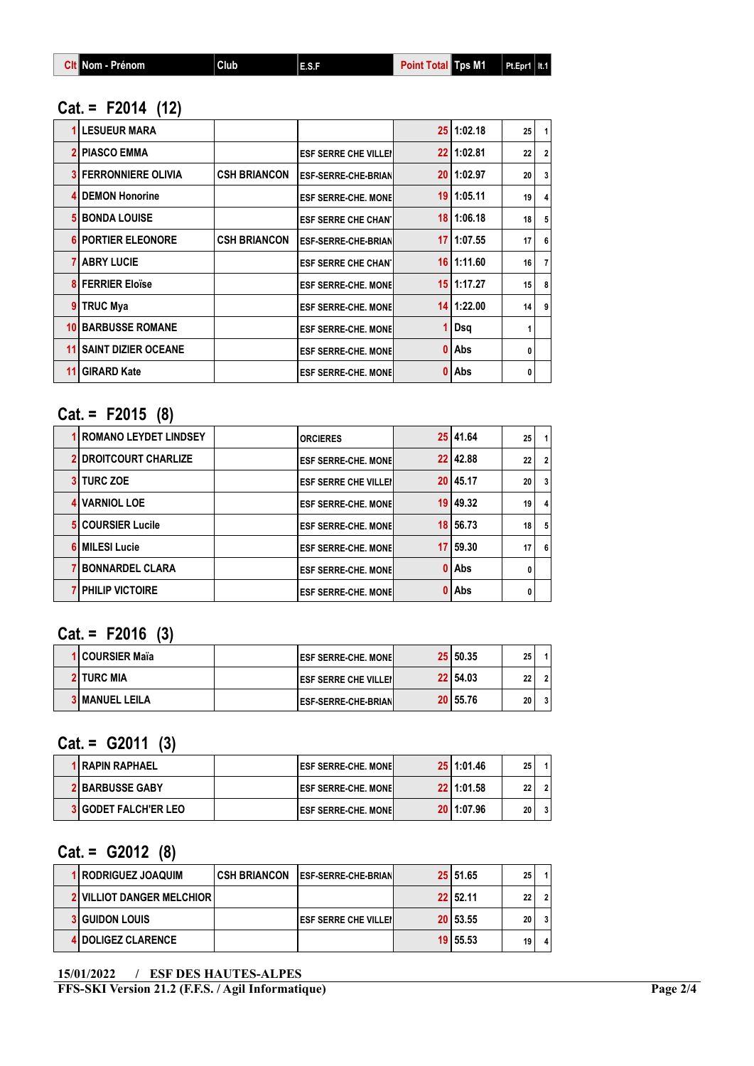| Clt | Nom - Prénom | Club | E.S.F | Point Total | Tps M1 | Pt.Epr1 | It.1 |
|---|---|---|---|---|---|---|---|

## Cat. = F2014 (12)

| Clt | Nom - Prénom | Club | E.S.F | Point Total | Tps M1 | Pt.Epr1 | It.1 |
|---|---|---|---|---|---|---|---|
| 1 | LESUEUR MARA | | | 25 | 1:02.18 | 25 | 1 |
| 2 | PIASCO EMMA | | ESF SERRE CHE VILLEI | 22 | 1:02.81 | 22 | 2 |
| 3 | FERRONNIERE OLIVIA | CSH BRIANCON | ESF-SERRE-CHE-BRIAN | 20 | 1:02.97 | 20 | 3 |
| 4 | DEMON Honorine | | ESF SERRE-CHE. MONE | 19 | 1:05.11 | 19 | 4 |
| 5 | BONDA LOUISE | | ESF SERRE CHE CHAN | 18 | 1:06.18 | 18 | 5 |
| 6 | PORTIER ELEONORE | CSH BRIANCON | ESF-SERRE-CHE-BRIAN | 17 | 1:07.55 | 17 | 6 |
| 7 | ABRY LUCIE | | ESF SERRE CHE CHAN | 16 | 1:11.60 | 16 | 7 |
| 8 | FERRIER Eloïse | | ESF SERRE-CHE. MONE | 15 | 1:17.27 | 15 | 8 |
| 9 | TRUC Mya | | ESF SERRE-CHE. MONE | 14 | 1:22.00 | 14 | 9 |
| 10 | BARBUSSE ROMANE | | ESF SERRE-CHE. MONE | 1 | Dsq | 1 | |
| 11 | SAINT DIZIER OCEANE | | ESF SERRE-CHE. MONE | 0 | Abs | 0 | |
| 11 | GIRARD Kate | | ESF SERRE-CHE. MONE | 0 | Abs | 0 | |

## Cat. = F2015 (8)

| Clt | Nom - Prénom | Club | E.S.F | Point Total | Tps M1 | Pt.Epr1 | It.1 |
|---|---|---|---|---|---|---|---|
| 1 | ROMANO LEYDET LINDSEY | | ORCIERES | 25 | 41.64 | 25 | 1 |
| 2 | DROITCOURT CHARLIZE | | ESF SERRE-CHE. MONE | 22 | 42.88 | 22 | 2 |
| 3 | TURC ZOE | | ESF SERRE CHE VILLEI | 20 | 45.17 | 20 | 3 |
| 4 | VARNIOL LOE | | ESF SERRE-CHE. MONE | 19 | 49.32 | 19 | 4 |
| 5 | COURSIER Lucile | | ESF SERRE-CHE. MONE | 18 | 56.73 | 18 | 5 |
| 6 | MILESI Lucie | | ESF SERRE-CHE. MONE | 17 | 59.30 | 17 | 6 |
| 7 | BONNARDEL CLARA | | ESF SERRE-CHE. MONE | 0 | Abs | 0 | |
| 7 | PHILIP VICTOIRE | | ESF SERRE-CHE. MONE | 0 | Abs | 0 | |

## Cat. = F2016 (3)

| Clt | Nom - Prénom | Club | E.S.F | Point Total | Tps M1 | Pt.Epr1 | It.1 |
|---|---|---|---|---|---|---|---|
| 1 | COURSIER Maïa | | ESF SERRE-CHE. MONE | 25 | 50.35 | 25 | 1 |
| 2 | TURC MIA | | ESF SERRE CHE VILLEI | 22 | 54.03 | 22 | 2 |
| 3 | MANUEL LEILA | | ESF-SERRE-CHE-BRIAN | 20 | 55.76 | 20 | 3 |

## Cat. = G2011 (3)

| Clt | Nom - Prénom | Club | E.S.F | Point Total | Tps M1 | Pt.Epr1 | It.1 |
|---|---|---|---|---|---|---|---|
| 1 | RAPIN RAPHAEL | | ESF SERRE-CHE. MONE | 25 | 1:01.46 | 25 | 1 |
| 2 | BARBUSSE GABY | | ESF SERRE-CHE. MONE | 22 | 1:01.58 | 22 | 2 |
| 3 | GODET FALCH'ER LEO | | ESF SERRE-CHE. MONE | 20 | 1:07.96 | 20 | 3 |

## Cat. = G2012 (8)

| Clt | Nom - Prénom | Club | E.S.F | Point Total | Tps M1 | Pt.Epr1 | It.1 |
|---|---|---|---|---|---|---|---|
| 1 | RODRIGUEZ JOAQUIM | CSH BRIANCON | ESF-SERRE-CHE-BRIAN | 25 | 51.65 | 25 | 1 |
| 2 | VILLIOT DANGER MELCHIOR | | | 22 | 52.11 | 22 | 2 |
| 3 | GUIDON LOUIS | | ESF SERRE CHE VILLEI | 20 | 53.55 | 20 | 3 |
| 4 | DOLIGEZ CLARENCE | | | 19 | 55.53 | 19 | 4 |

**15/01/2022 / ESF DES HAUTES-ALPES**

**FFS-SKI Version 21.2 (F.F.S. / Agil Informatique)**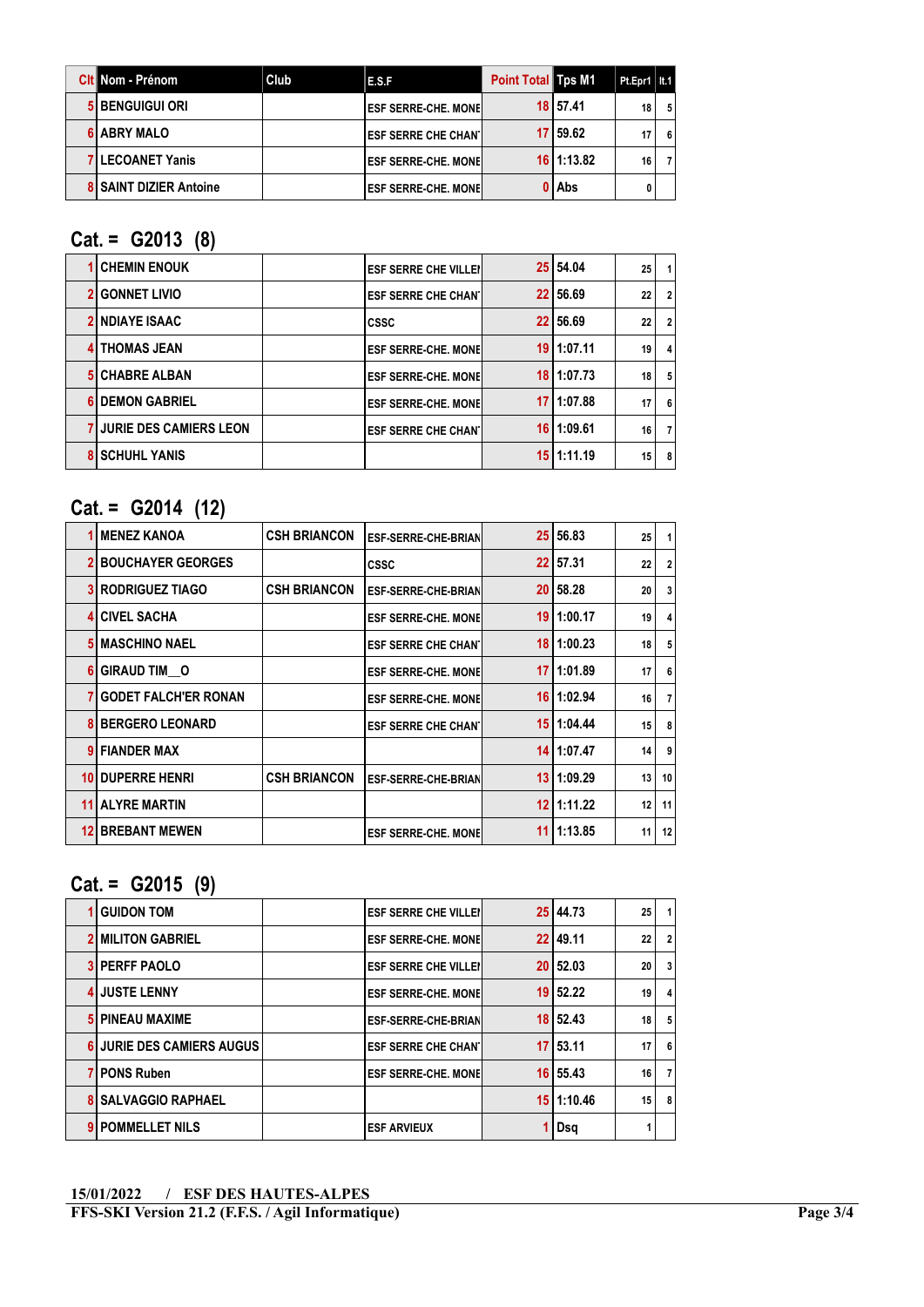| Clt | Nom - Prénom | Club | E.S.F | Point Total | Tps M1 | Pt.Epr1 | lt.1 |
|---|---|---|---|---|---|---|---|
| 5 | BENGUIGUI ORI | | ESF SERRE-CHE. MONE | 18 | 57.41 | 18 | 5 |
| 6 | ABRY MALO | | ESF SERRE CHE CHAN | 17 | 59.62 | 17 | 6 |
| 7 | LECOANET Yanis | | ESF SERRE-CHE. MONE | 16 | 1:13.82 | 16 | 7 |
| 8 | SAINT DIZIER Antoine | | ESF SERRE-CHE. MONE | 0 | Abs | 0 | |

## Cat. = G2013 (8)

| Clt | Nom - Prénom | Club | E.S.F | Point Total | Tps M1 | Pt.Epr1 | lt.1 |
|---|---|---|---|---|---|---|---|
| 1 | CHEMIN ENOUK | | ESF SERRE CHE VILLEI | 25 | 54.04 | 25 | 1 |
| 2 | GONNET LIVIO | | ESF SERRE CHE CHAN | 22 | 56.69 | 22 | 2 |
| 2 | NDIAYE ISAAC | | CSSC | 22 | 56.69 | 22 | 2 |
| 4 | THOMAS JEAN | | ESF SERRE-CHE. MONE | 19 | 1:07.11 | 19 | 4 |
| 5 | CHABRE ALBAN | | ESF SERRE-CHE. MONE | 18 | 1:07.73 | 18 | 5 |
| 6 | DEMON GABRIEL | | ESF SERRE-CHE. MONE | 17 | 1:07.88 | 17 | 6 |
| 7 | JURIE DES CAMIERS LEON | | ESF SERRE CHE CHAN | 16 | 1:09.61 | 16 | 7 |
| 8 | SCHUHL YANIS | | | 15 | 1:11.19 | 15 | 8 |

## Cat. = G2014 (12)

| Clt | Nom - Prénom | Club | E.S.F | Point Total | Tps M1 | Pt.Epr1 | lt.1 |
|---|---|---|---|---|---|---|---|
| 1 | MENEZ KANOA | CSH BRIANCON | ESF-SERRE-CHE-BRIAN | 25 | 56.83 | 25 | 1 |
| 2 | BOUCHAYER GEORGES | | CSSC | 22 | 57.31 | 22 | 2 |
| 3 | RODRIGUEZ TIAGO | CSH BRIANCON | ESF-SERRE-CHE-BRIAN | 20 | 58.28 | 20 | 3 |
| 4 | CIVEL SACHA | | ESF SERRE-CHE. MONE | 19 | 1:00.17 | 19 | 4 |
| 5 | MASCHINO NAEL | | ESF SERRE CHE CHAN | 18 | 1:00.23 | 18 | 5 |
| 6 | GIRAUD TIM__O | | ESF SERRE-CHE. MONE | 17 | 1:01.89 | 17 | 6 |
| 7 | GODET FALCH'ER RONAN | | ESF SERRE-CHE. MONE | 16 | 1:02.94 | 16 | 7 |
| 8 | BERGERO LEONARD | | ESF SERRE CHE CHAN | 15 | 1:04.44 | 15 | 8 |
| 9 | FIANDER MAX | | | 14 | 1:07.47 | 14 | 9 |
| 10 | DUPERRE HENRI | CSH BRIANCON | ESF-SERRE-CHE-BRIAN | 13 | 1:09.29 | 13 | 10 |
| 11 | ALYRE MARTIN | | | 12 | 1:11.22 | 12 | 11 |
| 12 | BREBANT MEWEN | | ESF SERRE-CHE. MONE | 11 | 1:13.85 | 11 | 12 |

## Cat. = G2015 (9)

| Clt | Nom - Prénom | Club | E.S.F | Point Total | Tps M1 | Pt.Epr1 | lt.1 |
|---|---|---|---|---|---|---|---|
| 1 | GUIDON TOM | | ESF SERRE CHE VILLEI | 25 | 44.73 | 25 | 1 |
| 2 | MILITON GABRIEL | | ESF SERRE-CHE. MONE | 22 | 49.11 | 22 | 2 |
| 3 | PERFF PAOLO | | ESF SERRE CHE VILLEI | 20 | 52.03 | 20 | 3 |
| 4 | JUSTE LENNY | | ESF SERRE-CHE. MONE | 19 | 52.22 | 19 | 4 |
| 5 | PINEAU MAXIME | | ESF-SERRE-CHE-BRIAN | 18 | 52.43 | 18 | 5 |
| 6 | JURIE DES CAMIERS AUGUS | | ESF SERRE CHE CHAN | 17 | 53.11 | 17 | 6 |
| 7 | PONS Ruben | | ESF SERRE-CHE. MONE | 16 | 55.43 | 16 | 7 |
| 8 | SALVAGGIO RAPHAEL | | | 15 | 1:10.46 | 15 | 8 |
| 9 | POMMELLET NILS | | ESF ARVIEUX | 1 | Dsq | 1 | |

**15/01/2022 / ESF DES HAUTES-ALPES**
**FFS-SKI Version 21.2 (F.F.S. / Agil Informatique)**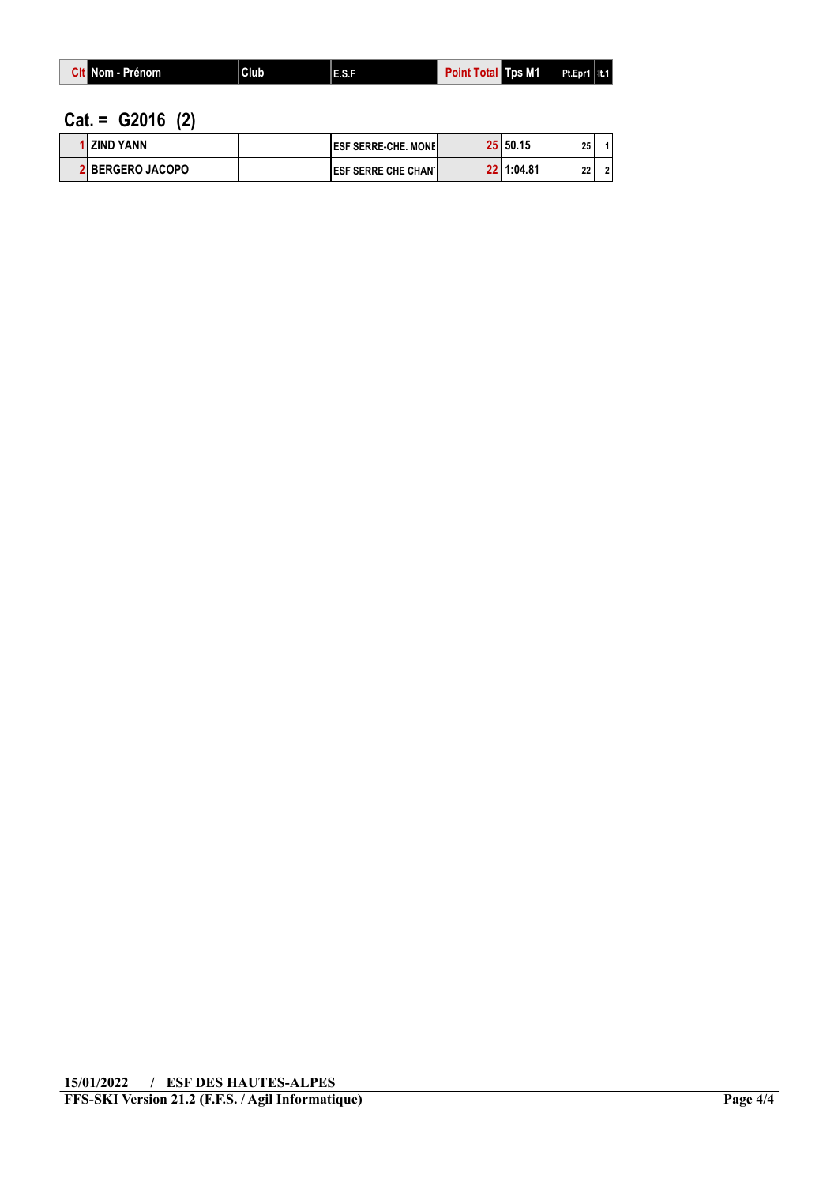| Clt | Nom - Prénom | Club | E.S.F | Point Total | Tps M1 | Pt.Epr1 | It.1 |
|---|---|---|---|---|---|---|---|

## Cat. = G2016 (2)

| Clt | Nom - Prénom | Club | E.S.F | Point Total | Tps M1 | Pt.Epr1 | It.1 |
|---|---|---|---|---|---|---|---|
| 1 | ZIND YANN | | ESF SERRE-CHE. MONE | 25 | 50.15 | 25 | 1 |
| 2 | BERGERO JACOPO | | ESF SERRE CHE CHAN' | 22 | 1:04.81 | 22 | 2 |

15/01/2022 / ESF DES HAUTES-ALPES

FFS-SKI Version 21.2 (F.F.S. / Agil Informatique)